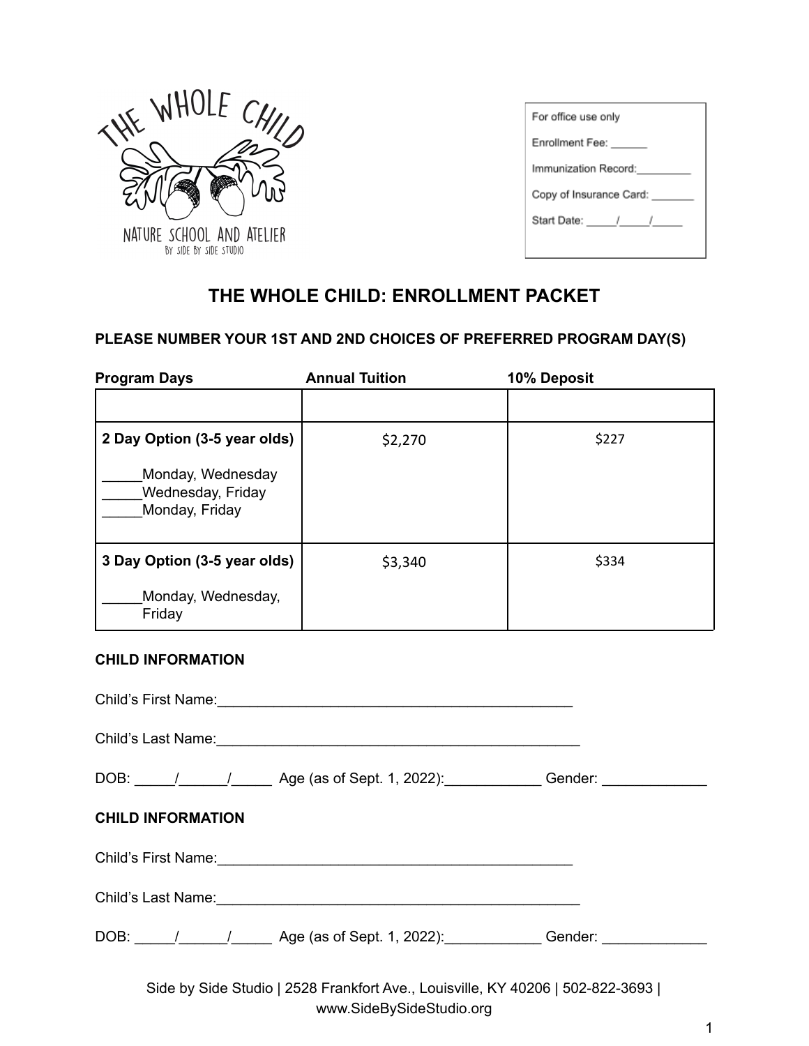THE WHOLE CHILD

NATURE SCHOOL AND ATELIER

BY SIDE BY SIDE STUDIO

| For office use only |
|---|
| Enrollment Fee: ______ |
| Immunization Record:_________ |
| Copy of Insurance Card: _______ |
| Start Date: _____/_____/_____ |

# THE WHOLE CHILD: ENROLLMENT PACKET

**PLEASE NUMBER YOUR 1ST AND 2ND CHOICES OF PREFERRED PROGRAM DAY(S)**

| Program Days | Annual Tuition | 10% Deposit |
|---|---|---|
| | | |
| **2 Day Option (3-5 year olds)**<br>_____Monday, Wednesday<br>_____Wednesday, Friday<br>_____Monday, Friday | $2,270 | $227 |
| **3 Day Option (3-5 year olds)**<br>_____Monday, Wednesday, Friday | $3,340 | $334 |

**CHILD INFORMATION**

Child's First Name:_______________________________________________

Child's Last Name:_______________________________________________

DOB: _____/______/_____ Age (as of Sept. 1, 2022):____________ Gender: _____________

**CHILD INFORMATION**

Child's First Name:_______________________________________________

Child's Last Name:_______________________________________________

DOB: _____/______/_____ Age (as of Sept. 1, 2022):____________ Gender: _____________

Side by Side Studio | 2528 Frankfort Ave., Louisville, KY 40206 | 502-822-3693 | www.SideBySideStudio.org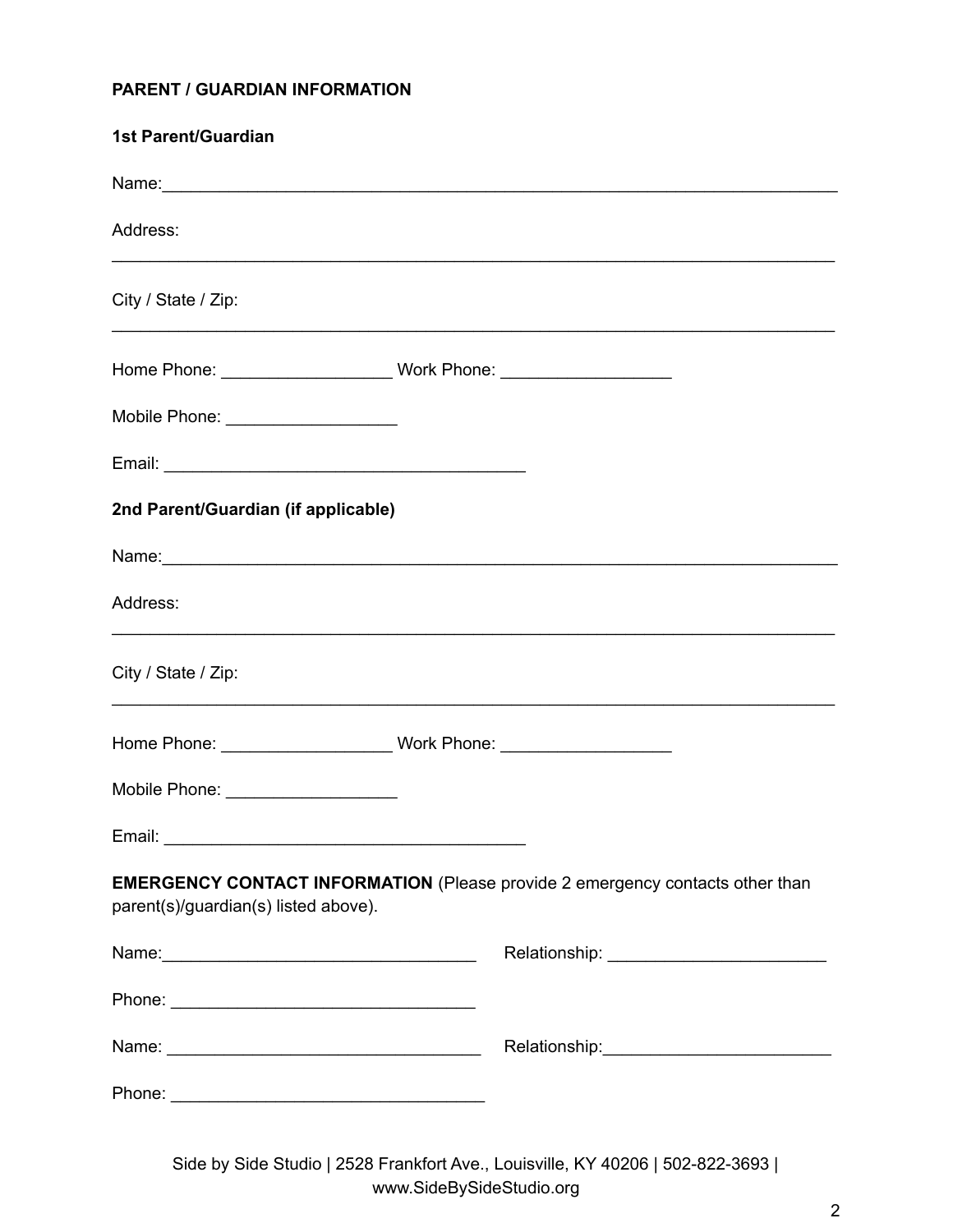**PARENT / GUARDIAN INFORMATION**

**1st Parent/Guardian**

Name:___________________________________________________________________________

Address:

_______________________________________________________________________________

City / State / Zip:

_______________________________________________________________________________

Home Phone: __________________ Work Phone: __________________

Mobile Phone: __________________

Email: ______________________________________

**2nd Parent/Guardian (if applicable)**

Name:___________________________________________________________________________

Address:

_______________________________________________________________________________

City / State / Zip:

_______________________________________________________________________________

Home Phone: __________________ Work Phone: __________________

Mobile Phone: __________________

Email: ______________________________________

**EMERGENCY CONTACT INFORMATION** (Please provide 2 emergency contacts other than parent(s)/guardian(s) listed above).

Name:_________________________________ Relationship: _______________________

Phone: ________________________________

Name: _________________________________ Relationship:________________________

Phone: _________________________________

Side by Side Studio | 2528 Frankfort Ave., Louisville, KY 40206 | 502-822-3693 | www.SideBySideStudio.org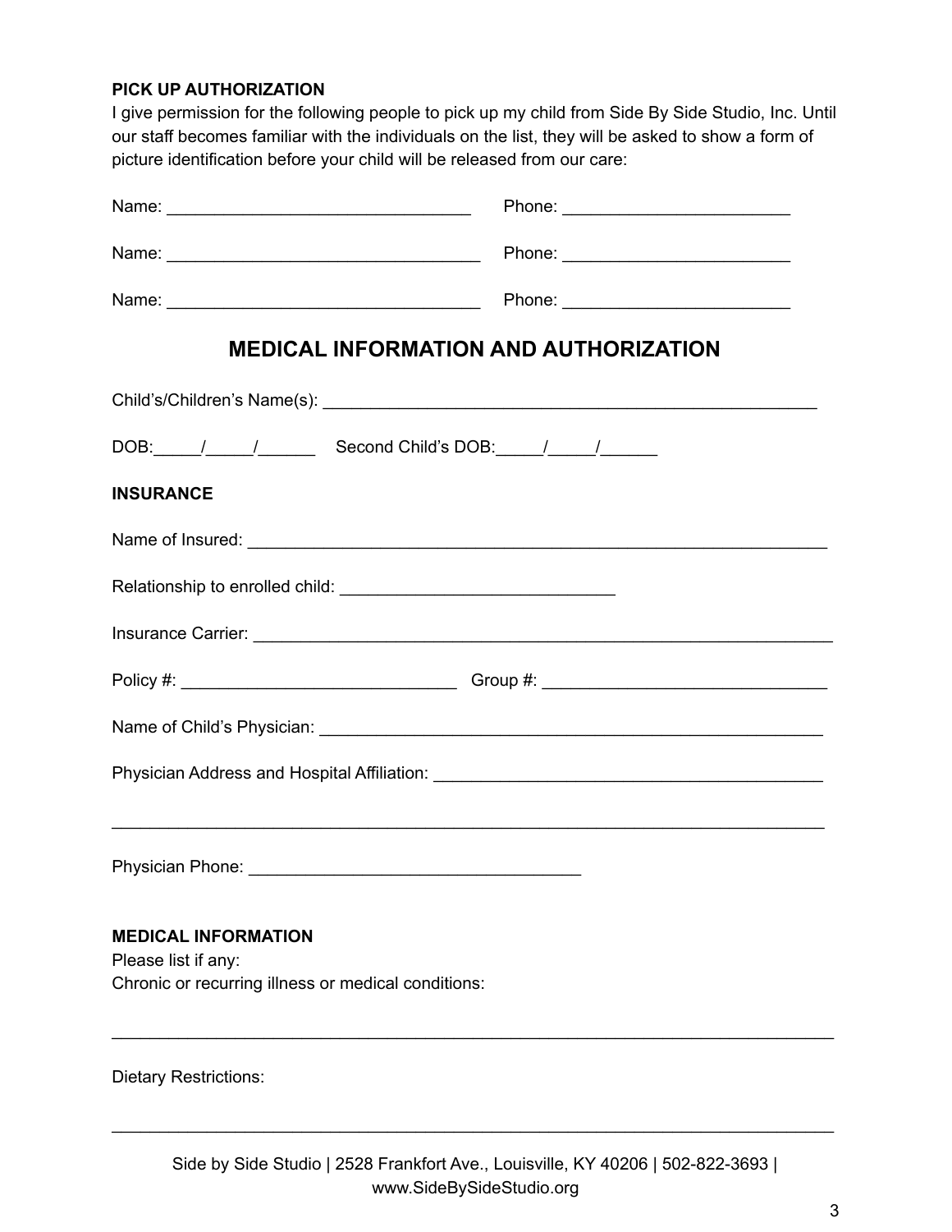**PICK UP AUTHORIZATION**

I give permission for the following people to pick up my child from Side By Side Studio, Inc. Until our staff becomes familiar with the individuals on the list, they will be asked to show a form of picture identification before your child will be released from our care:

Name: _______________________________ Phone: _______________________

Name: ________________________________ Phone: _______________________

Name: ________________________________ Phone: _______________________

## MEDICAL INFORMATION AND AUTHORIZATION

Child's/Children's Name(s): ____________________________________________________

DOB:_____/_____/______ Second Child's DOB:_____/_____/______

**INSURANCE**

Name of Insured: ____________________________________________________________

Relationship to enrolled child: _____________________________

Insurance Carrier: ____________________________________________________________

Policy #: _____________________________ Group #: ______________________________

Name of Child's Physician: ____________________________________________________

Physician Address and Hospital Affiliation: _________________________________________

___________________________________________________________________________

Physician Phone: __________________________________

**MEDICAL INFORMATION**

Please list if any:

Chronic or recurring illness or medical conditions:

___________________________________________________________________________

Dietary Restrictions:

___________________________________________________________________________

Side by Side Studio | 2528 Frankfort Ave., Louisville, KY 40206 | 502-822-3693 | www.SideBySideStudio.org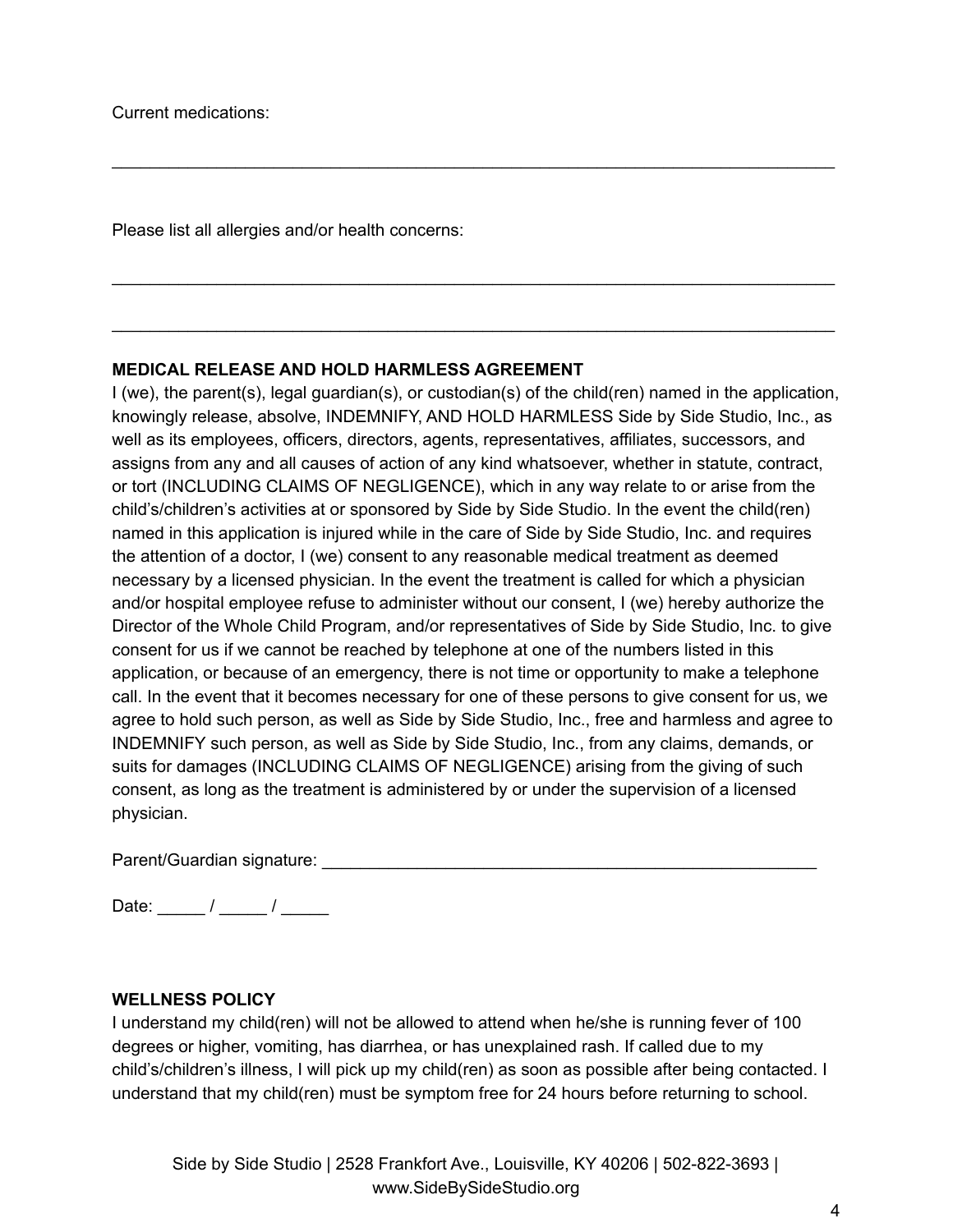Current medications:

\_\_\_\_\_\_\_\_\_\_\_\_\_\_\_\_\_\_\_\_\_\_\_\_\_\_\_\_\_\_\_\_\_\_\_\_\_\_\_\_\_\_\_\_\_\_\_\_\_\_\_\_\_\_\_\_\_\_\_\_\_\_\_\_\_\_\_\_\_\_\_\_

Please list all allergies and/or health concerns:

\_\_\_\_\_\_\_\_\_\_\_\_\_\_\_\_\_\_\_\_\_\_\_\_\_\_\_\_\_\_\_\_\_\_\_\_\_\_\_\_\_\_\_\_\_\_\_\_\_\_\_\_\_\_\_\_\_\_\_\_\_\_\_\_\_\_\_\_\_\_\_\_

\_\_\_\_\_\_\_\_\_\_\_\_\_\_\_\_\_\_\_\_\_\_\_\_\_\_\_\_\_\_\_\_\_\_\_\_\_\_\_\_\_\_\_\_\_\_\_\_\_\_\_\_\_\_\_\_\_\_\_\_\_\_\_\_\_\_\_\_\_\_\_\_

**MEDICAL RELEASE AND HOLD HARMLESS AGREEMENT**

I (we), the parent(s), legal guardian(s), or custodian(s) of the child(ren) named in the application, knowingly release, absolve, INDEMNIFY, AND HOLD HARMLESS Side by Side Studio, Inc., as well as its employees, officers, directors, agents, representatives, affiliates, successors, and assigns from any and all causes of action of any kind whatsoever, whether in statute, contract, or tort (INCLUDING CLAIMS OF NEGLIGENCE), which in any way relate to or arise from the child's/children's activities at or sponsored by Side by Side Studio. In the event the child(ren) named in this application is injured while in the care of Side by Side Studio, Inc. and requires the attention of a doctor, I (we) consent to any reasonable medical treatment as deemed necessary by a licensed physician. In the event the treatment is called for which a physician and/or hospital employee refuse to administer without our consent, I (we) hereby authorize the Director of the Whole Child Program, and/or representatives of Side by Side Studio, Inc. to give consent for us if we cannot be reached by telephone at one of the numbers listed in this application, or because of an emergency, there is not time or opportunity to make a telephone call. In the event that it becomes necessary for one of these persons to give consent for us, we agree to hold such person, as well as Side by Side Studio, Inc., free and harmless and agree to INDEMNIFY such person, as well as Side by Side Studio, Inc., from any claims, demands, or suits for damages (INCLUDING CLAIMS OF NEGLIGENCE) arising from the giving of such consent, as long as the treatment is administered by or under the supervision of a licensed physician.

Parent/Guardian signature: \_\_\_\_\_\_\_\_\_\_\_\_\_\_\_\_\_\_\_\_\_\_\_\_\_\_\_\_\_\_\_\_\_\_\_\_\_\_\_\_\_\_\_\_\_\_\_\_\_\_

Date: \_\_\_\_\_ / \_\_\_\_\_ / \_\_\_\_\_

**WELLNESS POLICY**

I understand my child(ren) will not be allowed to attend when he/she is running fever of 100 degrees or higher, vomiting, has diarrhea, or has unexplained rash. If called due to my child's/children's illness, I will pick up my child(ren) as soon as possible after being contacted. I understand that my child(ren) must be symptom free for 24 hours before returning to school.

Side by Side Studio | 2528 Frankfort Ave., Louisville, KY 40206 | 502-822-3693 | www.SideBySideStudio.org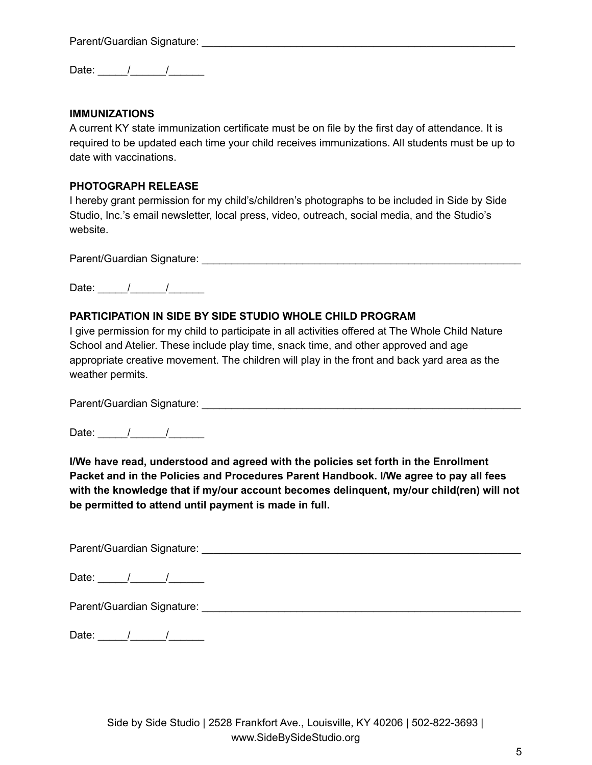Parent/Guardian Signature: ________________________________________________________

Date: _____/______/______

**IMMUNIZATIONS**

A current KY state immunization certificate must be on file by the first day of attendance. It is required to be updated each time your child receives immunizations. All students must be up to date with vaccinations.

**PHOTOGRAPH RELEASE**

I hereby grant permission for my child's/children's photographs to be included in Side by Side Studio, Inc.'s email newsletter, local press, video, outreach, social media, and the Studio's website.

Parent/Guardian Signature: _________________________________________________________

Date: _____/______/______

**PARTICIPATION IN SIDE BY SIDE STUDIO WHOLE CHILD PROGRAM**

I give permission for my child to participate in all activities offered at The Whole Child Nature School and Atelier. These include play time, snack time, and other approved and age appropriate creative movement. The children will play in the front and back yard area as the weather permits.

Parent/Guardian Signature: _________________________________________________________

Date: _____/______/______

**I/We have read, understood and agreed with the policies set forth in the Enrollment Packet and in the Policies and Procedures Parent Handbook. I/We agree to pay all fees with the knowledge that if my/our account becomes delinquent, my/our child(ren) will not be permitted to attend until payment is made in full.**

Parent/Guardian Signature: _________________________________________________________

Date: _____/______/______

Parent/Guardian Signature: _________________________________________________________

Date: _____/______/______

Side by Side Studio | 2528 Frankfort Ave., Louisville, KY 40206 | 502-822-3693 | www.SideBySideStudio.org